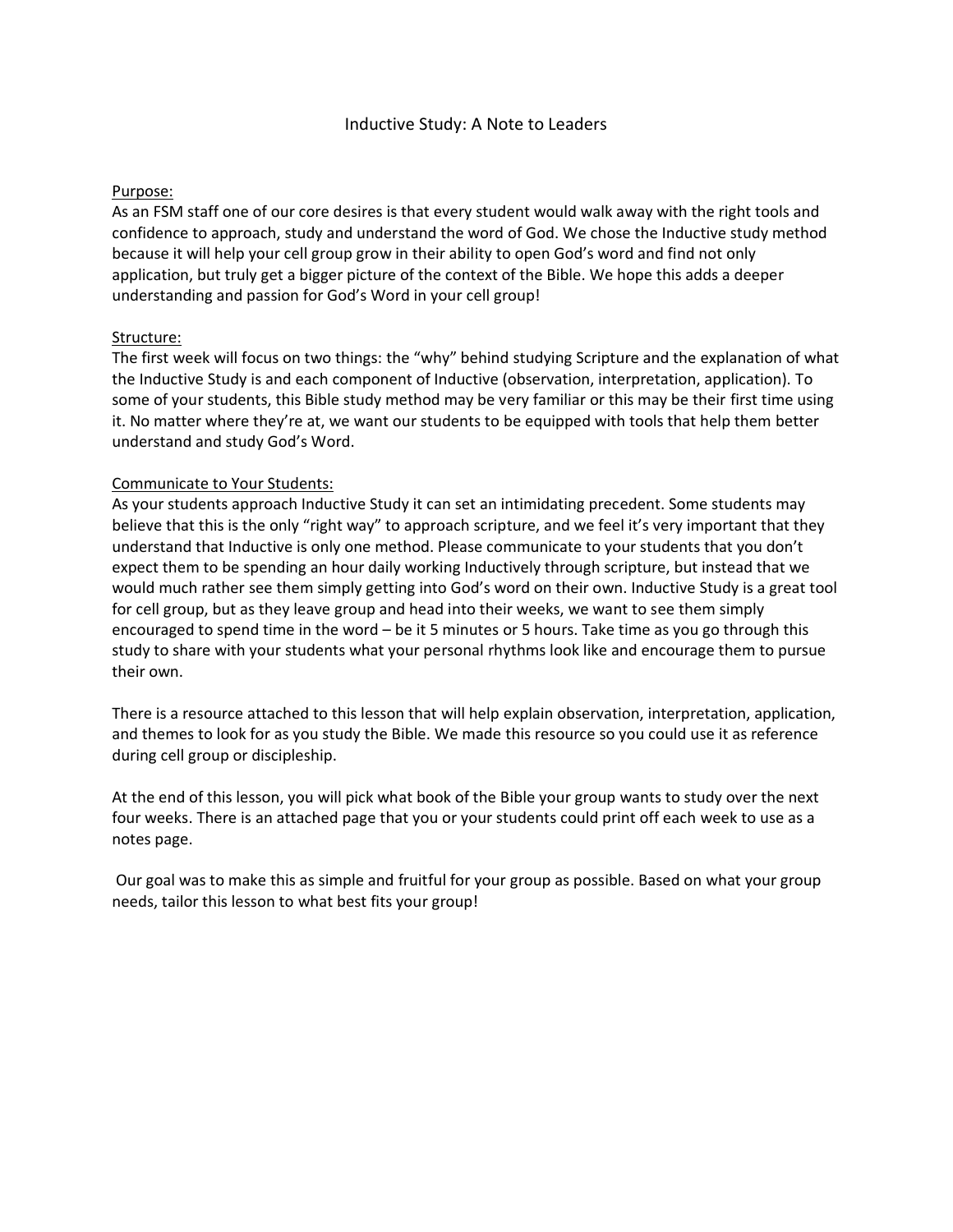# Inductive Study: A Note to Leaders

<u>Purpose:</u>

As an FSM staff one of our core desires is that every student would walk away with the right tools and confidence to approach, study and understand the word of God. We chose the Inductive study method because it will help your cell group grow in their ability to open God's word and find not only application, but truly get a bigger picture of the context of the Bible. We hope this adds a deeper understanding and passion for God's Word in your cell group!

<u>Structure:</u>

The first week will focus on two things: the "why" behind studying Scripture and the explanation of what the Inductive Study is and each component of Inductive (observation, interpretation, application). To some of your students, this Bible study method may be very familiar or this may be their first time using it. No matter where they're at, we want our students to be equipped with tools that help them better understand and study God's Word.

<u>Communicate to Your Students:</u>

As your students approach Inductive Study it can set an intimidating precedent. Some students may believe that this is the only "right way" to approach scripture, and we feel it's very important that they understand that Inductive is only one method. Please communicate to your students that you don't expect them to be spending an hour daily working Inductively through scripture, but instead that we would much rather see them simply getting into God's word on their own. Inductive Study is a great tool for cell group, but as they leave group and head into their weeks, we want to see them simply encouraged to spend time in the word – be it 5 minutes or 5 hours. Take time as you go through this study to share with your students what your personal rhythms look like and encourage them to pursue their own.

There is a resource attached to this lesson that will help explain observation, interpretation, application, and themes to look for as you study the Bible. We made this resource so you could use it as reference during cell group or discipleship.

At the end of this lesson, you will pick what book of the Bible your group wants to study over the next four weeks. There is an attached page that you or your students could print off each week to use as a notes page.

Our goal was to make this as simple and fruitful for your group as possible. Based on what your group needs, tailor this lesson to what best fits your group!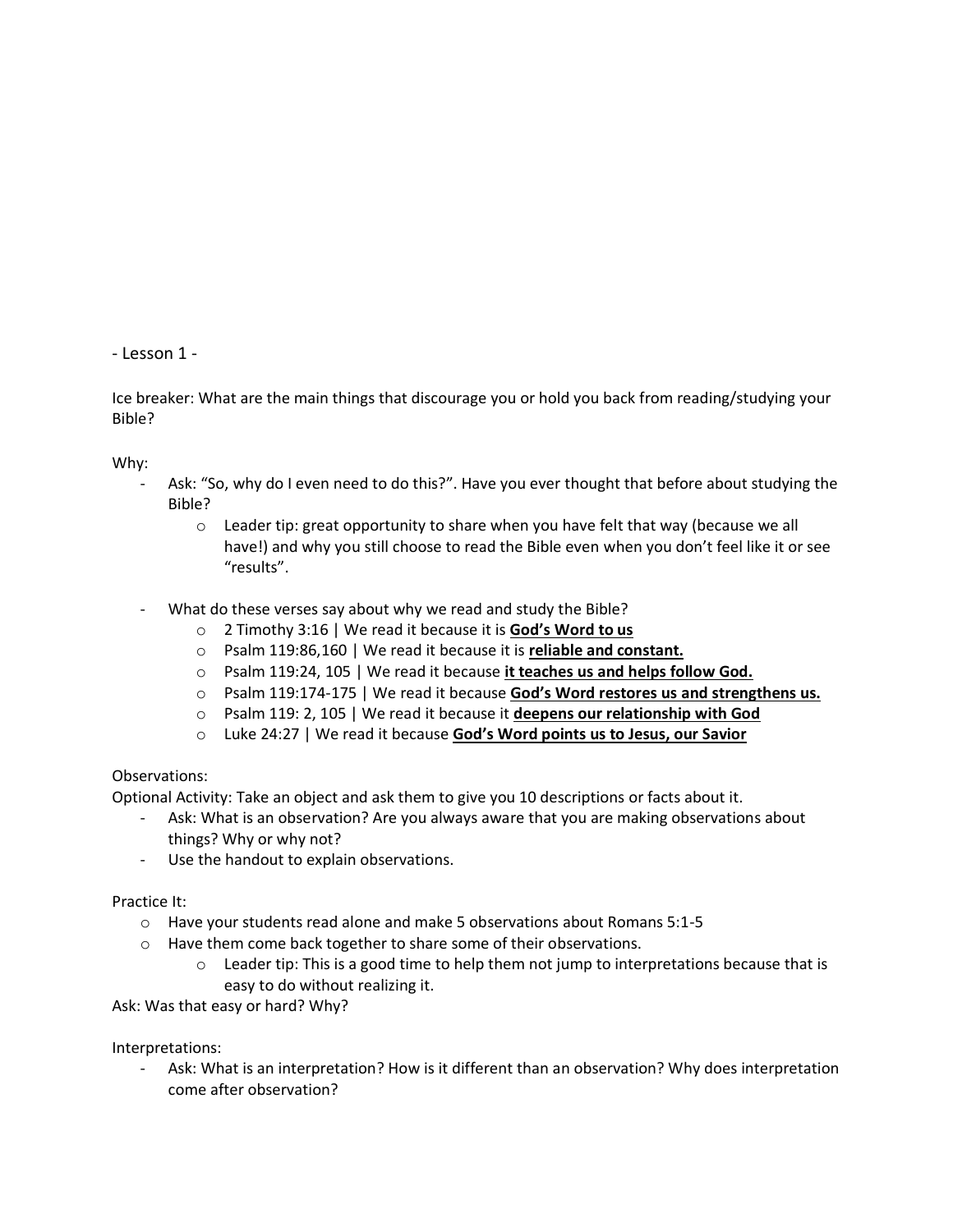- Lesson 1 -

Ice breaker: What are the main things that discourage you or hold you back from reading/studying your Bible?

Why:

- Ask: "So, why do I even need to do this?". Have you ever thought that before about studying the Bible?
  - Leader tip: great opportunity to share when you have felt that way (because we all have!) and why you still choose to read the Bible even when you don't feel like it or see "results".

- What do these verses say about why we read and study the Bible?
  - 2 Timothy 3:16 | We read it because it is **<u>God's Word to us</u>**
  - Psalm 119:86,160 | We read it because it is **<u>reliable and constant.</u>**
  - Psalm 119:24, 105 | We read it because **<u>it teaches us and helps follow God.</u>**
  - Psalm 119:174-175 | We read it because **<u>God's Word restores us and strengthens us.</u>**
  - Psalm 119: 2, 105 | We read it because it **<u>deepens our relationship with God</u>**
  - Luke 24:27 | We read it because **<u>God's Word points us to Jesus, our Savior</u>**

Observations:

Optional Activity: Take an object and ask them to give you 10 descriptions or facts about it.

- Ask: What is an observation? Are you always aware that you are making observations about things? Why or why not?
- Use the handout to explain observations.

Practice It:

- Have your students read alone and make 5 observations about Romans 5:1-5
- Have them come back together to share some of their observations.
  - Leader tip: This is a good time to help them not jump to interpretations because that is easy to do without realizing it.

Ask: Was that easy or hard? Why?

Interpretations:

- Ask: What is an interpretation? How is it different than an observation? Why does interpretation come after observation?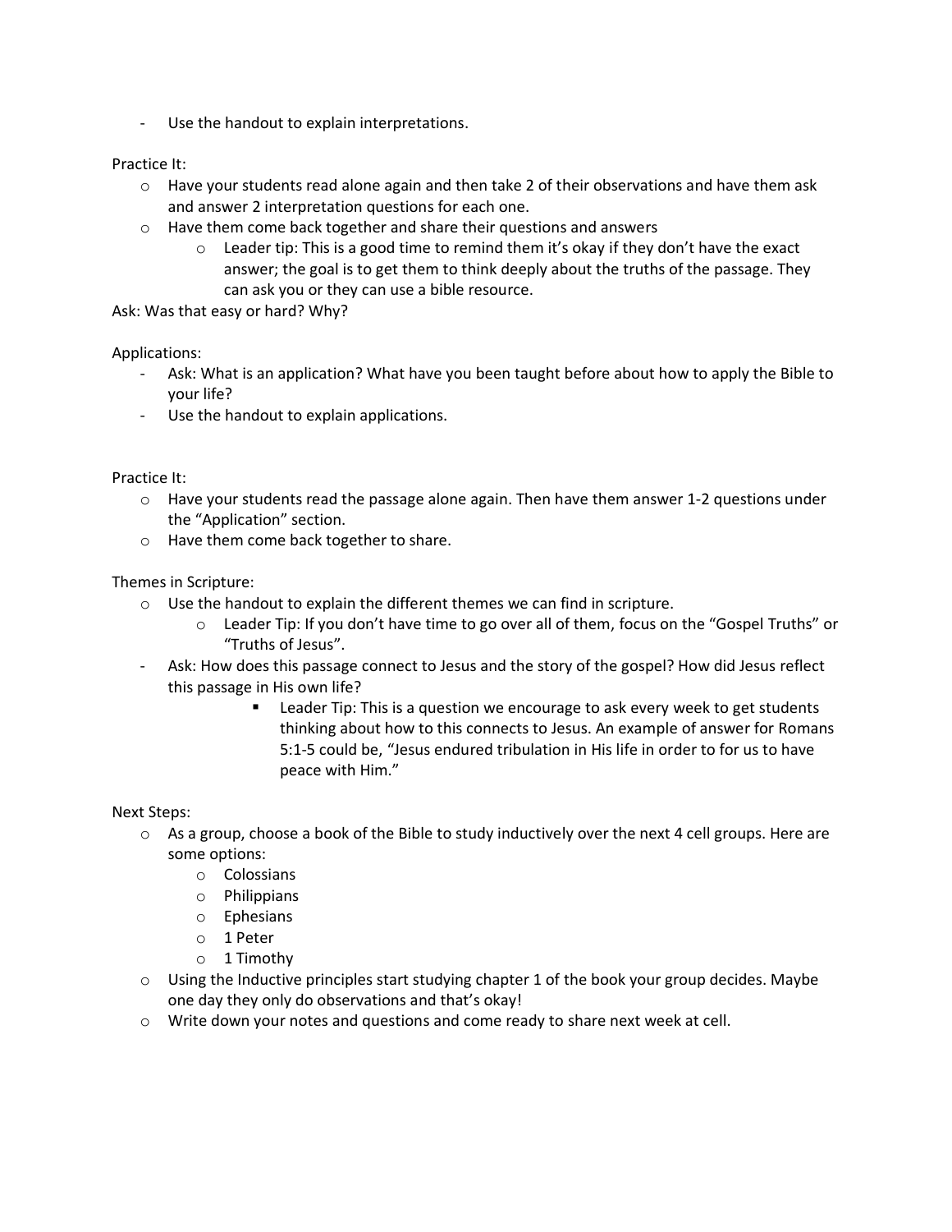- Use the handout to explain interpretations.

Practice It:

- Have your students read alone again and then take 2 of their observations and have them ask and answer 2 interpretation questions for each one.
- Have them come back together and share their questions and answers
  - Leader tip: This is a good time to remind them it's okay if they don't have the exact answer; the goal is to get them to think deeply about the truths of the passage. They can ask you or they can use a bible resource.

Ask: Was that easy or hard? Why?

Applications:

- Ask: What is an application? What have you been taught before about how to apply the Bible to your life?
- Use the handout to explain applications.

Practice It:

- Have your students read the passage alone again. Then have them answer 1-2 questions under the "Application" section.
- Have them come back together to share.

Themes in Scripture:

- Use the handout to explain the different themes we can find in scripture.
  - Leader Tip: If you don't have time to go over all of them, focus on the "Gospel Truths" or "Truths of Jesus".
- Ask: How does this passage connect to Jesus and the story of the gospel? How did Jesus reflect this passage in His own life?
  - Leader Tip: This is a question we encourage to ask every week to get students thinking about how to this connects to Jesus. An example of answer for Romans 5:1-5 could be, "Jesus endured tribulation in His life in order to for us to have peace with Him."

Next Steps:

- As a group, choose a book of the Bible to study inductively over the next 4 cell groups. Here are some options:
  - Colossians
  - Philippians
  - Ephesians
  - 1 Peter
  - 1 Timothy
- Using the Inductive principles start studying chapter 1 of the book your group decides. Maybe one day they only do observations and that's okay!
- Write down your notes and questions and come ready to share next week at cell.